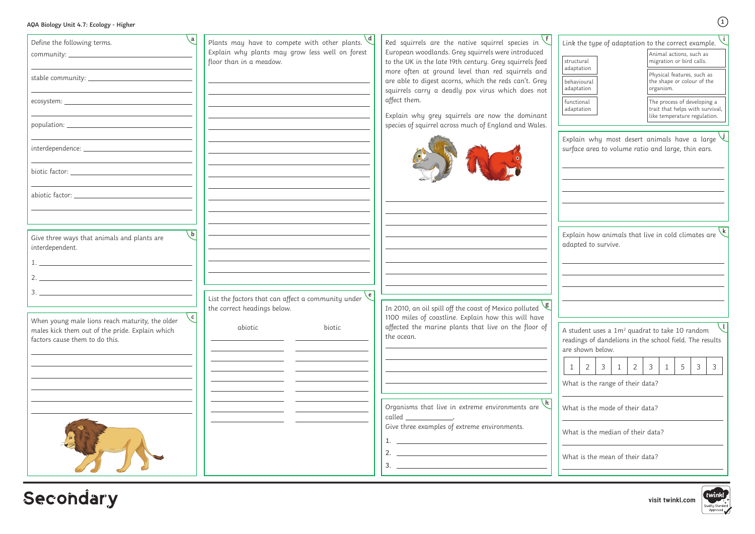# AQA Biology Unit 4.7: Ecology - Higher

**a**

Define the following terms.

community: ______________________________

stable community: ______________________________

ecosystem: ______________________________

population: ______________________________

interdependence: ______________________________

biotic factor: ______________________________

abiotic factor: ______________________________

**b**

Give three ways that animals and plants are interdependent.

1. ______________________________
2. ______________________________
3. ______________________________

**c**

When young male lions reach maturity, the older males kick them out of the pride. Explain which factors cause them to do this.

______________________________

**d**

Plants may have to compete with other plants. Explain why plants may grow less well on forest floor than in a meadow.

______________________________

**e**

List the factors that can affect a community under the correct headings below.

| abiotic | biotic |
| --- | --- |
| | |
| | |
| | |
| | |
| | |
| | |
| | |
| | |

**f**

Red squirrels are the native squirrel species in European woodlands. Grey squirrels were introduced to the UK in the late 19th century. Grey squirrels feed more often at ground level than red squirrels and are able to digest acorns, which the reds can't. Grey squirrels carry a deadly pox virus which does not affect them.

Explain why grey squirrels are now the dominant species of squirrel across much of England and Wales.

______________________________

**g**

In 2010, an oil spill off the coast of Mexico polluted 1100 miles of coastline. Explain how this will have affected the marine plants that live on the floor of the ocean.

______________________________

**h**

Organisms that live in extreme environments are called ____________.

Give three examples of extreme environments.

1. ______________________________
2. ______________________________
3. ______________________________

**i**

Link the type of adaptation to the correct example.

| Type | Example |
| --- | --- |
| structural adaptation | Animal actions, such as migration or bird calls. |
| behavioural adaptation | Physical features, such as the shape or colour of the organism. |
| functional adaptation | The process of developing a trait that helps with survival, like temperature regulation. |

**j**

Explain why most desert animals have a large surface area to volume ratio and large, thin ears.

______________________________

**k**

Explain how animals that live in cold climates are adapted to survive.

______________________________

**l**

A student uses a 1m$^2$ quadrat to take 10 random readings of dandelions in the school field. The results are shown below.

| 1 | 2 | 3 | 1 | 2 | 3 | 1 | 5 | 3 | 3 |
| --- | --- | --- | --- | --- | --- | --- | --- | --- | --- |

What is the range of their data?

______________________________

What is the mode of their data?

______________________________

What is the median of their data?

______________________________

What is the mean of their data?

______________________________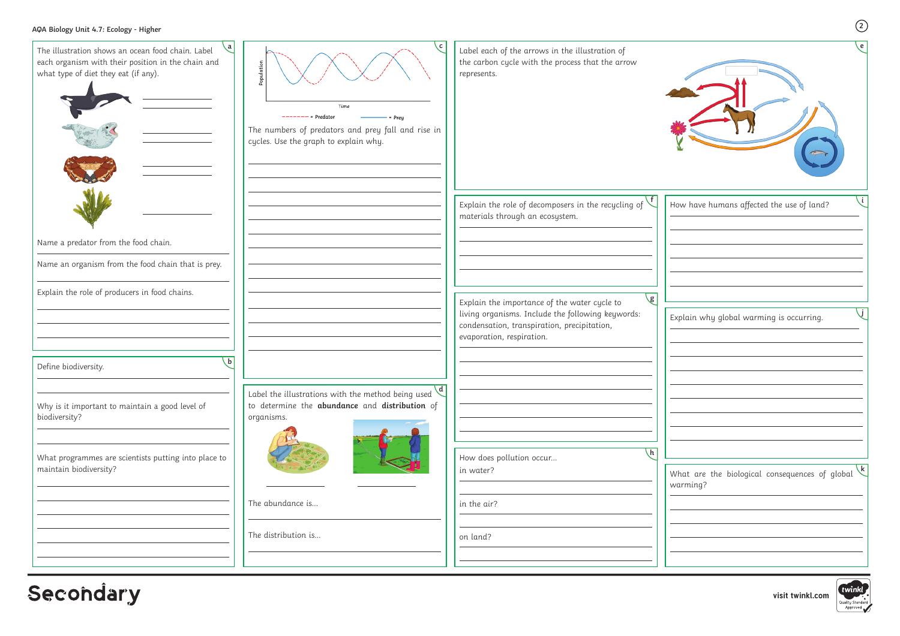AQA Biology Unit 4.7: Ecology - Higher

**a**

The illustration shows an ocean food chain. Label each organism with their position in the chain and what type of diet they eat (if any).

Name a predator from the food chain.

Name an organism from the food chain that is prey.

Explain the role of producers in food chains.

**b**

Define biodiversity.

Why is it important to maintain a good level of biodiversity?

What programmes are scientists putting into place to maintain biodiversity?

**c**

Population

Time

- - - - - = Predator ——— = Prey

The numbers of predators and prey fall and rise in cycles. Use the graph to explain why.

**d**

Label the illustrations with the method being used to determine the **abundance** and **distribution** of organisms.

The abundance is...

The distribution is...

**e**

Label each of the arrows in the illustration of the carbon cycle with the process that the arrow represents.

**f**

Explain the role of decomposers in the recycling of materials through an ecosystem.

**g**

Explain the importance of the water cycle to living organisms. Include the following keywords: condensation, transpiration, precipitation, evaporation, respiration.

**h**

How does pollution occur...

in water?

in the air?

on land?

**i**

How have humans affected the use of land?

**j**

Explain why global warming is occurring.

**k**

What are the biological consequences of global warming?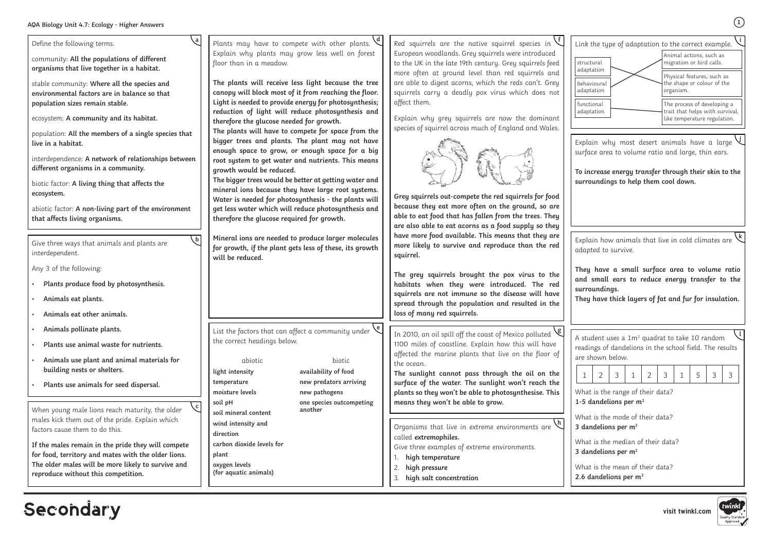# AQA Biology Unit 4.7: Ecology - Higher Answers

## a

Define the following terms.

community: **All the populations of different organisms that live together in a habitat.**

stable community: **Where all the species and environmental factors are in balance so that population sizes remain stable.**

ecosystem: **A community and its habitat.**

population: **All the members of a single species that live in a habitat.**

interdependence: **A network of relationships between different organisms in a community.**

biotic factor: **A living thing that affects the ecosystem.**

abiotic factor: **A non-living part of the environment that affects living organisms.**

## b

Give three ways that animals and plants are interdependent.

Any 3 of the following:

- **Plants produce food by photosynthesis.**
- **Animals eat plants.**
- **Animals eat other animals.**
- **Animals pollinate plants.**
- **Plants use animal waste for nutrients.**
- **Animals use plant and animal materials for building nests or shelters.**
- **Plants use animals for seed dispersal.**

## c

When young male lions reach maturity, the older males kick them out of the pride. Explain which factors cause them to do this.

**If the males remain in the pride they will compete for food, territory and mates with the older lions. The older males will be more likely to survive and reproduce without this competition.**

## d

Plants may have to compete with other plants. Explain why plants may grow less well on forest floor than in a meadow.

**The plants will receive less light because the tree canopy will block most of it from reaching the floor. Light is needed to provide energy for photosynthesis; reduction of light will reduce photosynthesis and therefore the glucose needed for growth.**
**The plants will have to compete for space from the bigger trees and plants. The plant may not have enough space to grow, or enough space for a big root system to get water and nutrients. This means growth would be reduced.**
**The bigger trees would be better at getting water and mineral ions because they have large root systems. Water is needed for photosynthesis - the plants will get less water which will reduce photosynthesis and therefore the glucose required for growth.**

**Mineral ions are needed to produce larger molecules for growth, if the plant gets less of these, its growth will be reduced.**

## e

List the factors that can affect a community under the correct headings below.

| abiotic | biotic |
| --- | --- |
| **light intensity** | **availability of food** |
| **temperature** | **new predators arriving** |
| **moisture levels** | **new pathogens** |
| **soil pH** | **one species outcompeting another** |
| **soil mineral content** | |
| **wind intensity and direction** | |
| **carbon dioxide levels for plant** | |
| **oxygen levels (for aquatic animals)** | |

## f

Red squirrels are the native squirrel species in European woodlands. Grey squirrels were introduced to the UK in the late 19th century. Grey squirrels feed more often at ground level than red squirrels and are able to digest acorns, which the reds can't. Grey squirrels carry a deadly pox virus which does not affect them.

Explain why grey squirrels are now the dominant species of squirrel across much of England and Wales.

**Grey squirrels out-compete the red squirrels for food because they eat more often on the ground, so are able to eat food that has fallen from the trees. They are also able to eat acorns as a food supply so they have more food available. This means that they are more likely to survive and reproduce than the red squirrel.**

**The grey squirrels brought the pox virus to the habitats when they were introduced. The red squirrels are not immune so the disease will have spread through the population and resulted in the loss of many red squirrels.**

## g

In 2010, an oil spill off the coast of Mexico polluted 1100 miles of coastline. Explain how this will have affected the marine plants that live on the floor of the ocean.

**The sunlight cannot pass through the oil on the surface of the water. The sunlight won't reach the plants so they won't be able to photosynthesise. This means they won't be able to grow.**

## h

Organisms that live in extreme environments are called **extremophiles.**

Give three examples of extreme environments.

1. **high temperature**
2. **high pressure**
3. **high salt concentration**

## i

Link the type of adaptation to the correct example.

- structural adaptation — Physical features, such as the shape or colour of the organism.
- behavioural adaptation — Animal actions, such as migration or bird calls.
- functional adaptation — The process of developing a trait that helps with survival, like temperature regulation.

## j

Explain why most desert animals have a large surface area to volume ratio and large, thin ears.

**To increase energy transfer through their skin to the surroundings to help them cool down.**

## k

Explain how animals that live in cold climates are adapted to survive.

**They have a small surface area to volume ratio and small ears to reduce energy transfer to the surroundings.**
**They have thick layers of fat and fur for insulation.**

## l

A student uses a 1m$^2$ quadrat to take 10 random readings of dandelions in the school field. The results are shown below.

| 1 | 2 | 3 | 1 | 2 | 3 | 1 | 5 | 3 | 3 |
| --- | --- | --- | --- | --- | --- | --- | --- | --- | --- |

What is the range of their data?
**1-5 dandelions per m$^2$**

What is the mode of their data?
**3 dandelions per m$^2$**

What is the median of their data?
**3 dandelions per m$^2$**

What is the mean of their data?
**2.6 dandelions per m$^2$**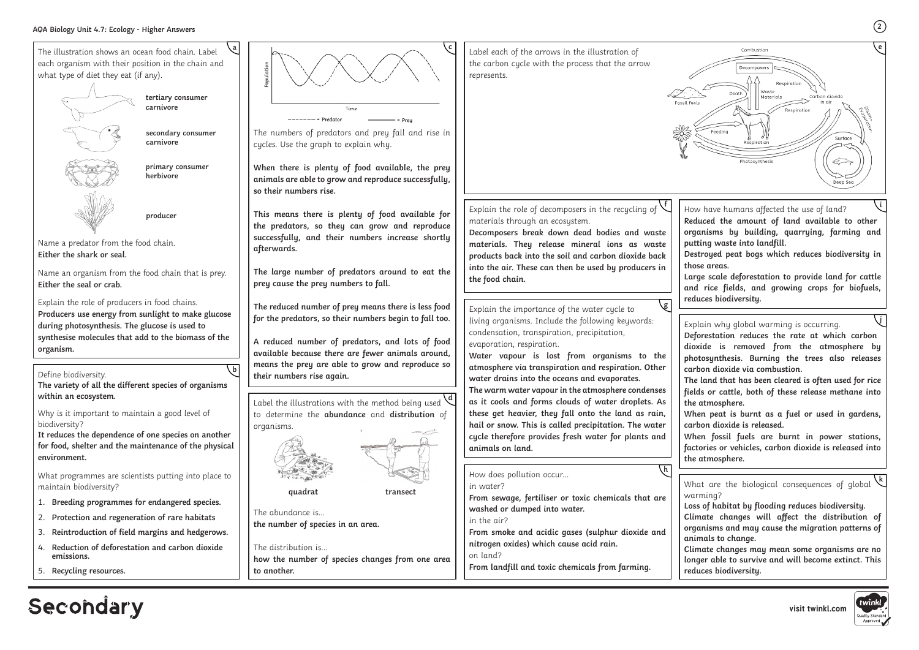# AQA Biology Unit 4.7: Ecology - Higher Answers

## a

The illustration shows an ocean food chain. Label each organism with their position in the chain and what type of diet they eat (if any).

tertiary consumer
carnivore

secondary consumer
carnivore

primary consumer
herbivore

producer

Name a predator from the food chain.
**Either the shark or seal.**

Name an organism from the food chain that is prey.
**Either the seal or crab.**

Explain the role of producers in food chains.
**Producers use energy from sunlight to make glucose during photosynthesis. The glucose is used to synthesise molecules that add to the biomass of the organism.**

## b

Define biodiversity.
**The variety of all the different species of organisms within an ecosystem.**

Why is it important to maintain a good level of biodiversity?
**It reduces the dependence of one species on another for food, shelter and the maintenance of the physical environment.**

What programmes are scientists putting into place to maintain biodiversity?

1. **Breeding programmes for endangered species.**
2. **Protection and regeneration of rare habitats**
3. **Reintroduction of field margins and hedgerows.**
4. **Reduction of deforestation and carbon dioxide emissions.**
5. **Recycling resources.**

## c

Population

Time

------- = Predator ——— = Prey

The numbers of predators and prey fall and rise in cycles. Use the graph to explain why.

**When there is plenty of food available, the prey animals are able to grow and reproduce successfully, so their numbers rise.**

**This means there is plenty of food available for the predators, so they can grow and reproduce successfully, and their numbers increase shortly afterwards.**

**The large number of predators around to eat the prey cause the prey numbers to fall.**

**The reduced number of prey means there is less food for the predators, so their numbers begin to fall too.**

**A reduced number of predators, and lots of food available because there are fewer animals around, means the prey are able to grow and reproduce so their numbers rise again.**

## d

Label the illustrations with the method being used to determine the **abundance** and **distribution** of organisms.

**quadrat** **transect**

The abundance is...
**the number of species in an area.**

The distribution is...
**how the number of species changes from one area to another.**

## e

Label each of the arrows in the illustration of the carbon cycle with the process that the arrow represents.

Combustion
Decomposers
Respiration
Death
Waste Materials
Fossil fuels
Carbon dioxide in air
Respiration
Dissolution/Evaporation
Feeding
Respiration
Surface
Photosynthesis
Deep Sea

## f

Explain the role of decomposers in the recycling of materials through an ecosystem.
**Decomposers break down dead bodies and waste materials. They release mineral ions as waste products back into the soil and carbon dioxide back into the air. These can then be used by producers in the food chain.**

## g

Explain the importance of the water cycle to living organisms. Include the following keywords: condensation, transpiration, precipitation, evaporation, respiration.
**Water vapour is lost from organisms to the atmosphere via transpiration and respiration. Other water drains into the oceans and evaporates.**
**The warm water vapour in the atmosphere condenses as it cools and forms clouds of water droplets. As these get heavier, they fall onto the land as rain, hail or snow. This is called precipitation. The water cycle therefore provides fresh water for plants and animals on land.**

## h

How does pollution occur...
in water?
**From sewage, fertiliser or toxic chemicals that are washed or dumped into water.**
in the air?
**From smoke and acidic gases (sulphur dioxide and nitrogen oxides) which cause acid rain.**
on land?
**From landfill and toxic chemicals from farming.**

## i

How have humans affected the use of land?
**Reduced the amount of land available to other organisms by building, quarrying, farming and putting waste into landfill.**
**Destroyed peat bogs which reduces biodiversity in those areas.**
**Large scale deforestation to provide land for cattle and rice fields, and growing crops for biofuels, reduces biodiversity.**

## j

Explain why global warming is occurring.
**Deforestation reduces the rate at which carbon dioxide is removed from the atmosphere by photosynthesis. Burning the trees also releases carbon dioxide via combustion.**
**The land that has been cleared is often used for rice fields or cattle, both of these release methane into the atmosphere.**
**When peat is burnt as a fuel or used in gardens, carbon dioxide is released.**
**When fossil fuels are burnt in power stations, factories or vehicles, carbon dioxide is released into the atmosphere.**

## k

What are the biological consequences of global warming?
**Loss of habitat by flooding reduces biodiversity.**
**Climate changes will affect the distribution of organisms and may cause the migration patterns of animals to change.**
**Climate changes may mean some organisms are no longer able to survive and will become extinct. This reduces biodiversity.**